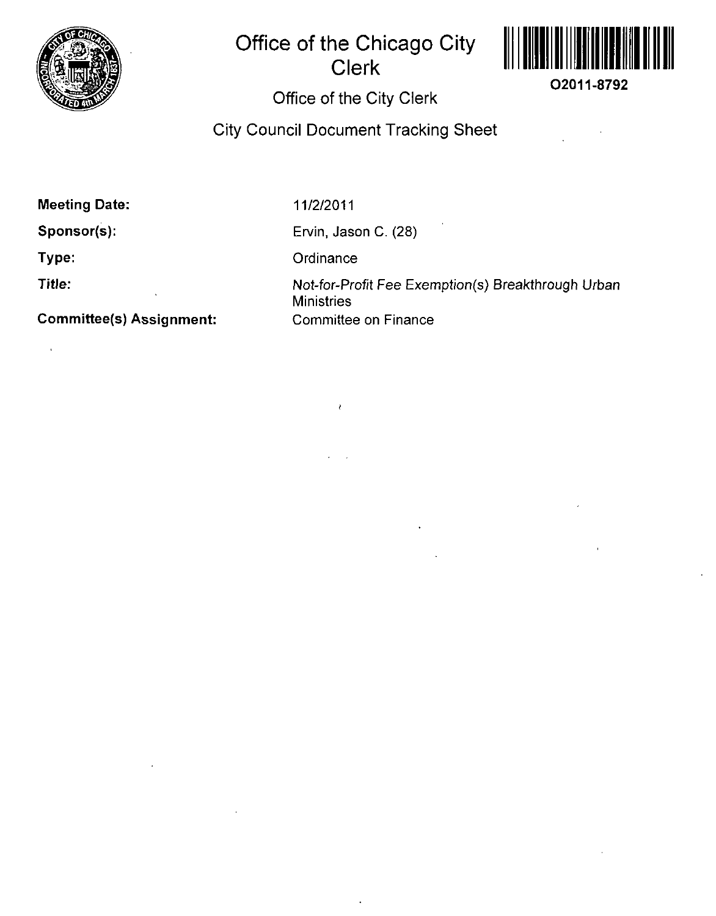# Office of the Chicago City Clerk

O2011-8792

## Office of the City Clerk

### City Council Document Tracking Sheet

| | |
|---|---|
| **Meeting Date:** | 11/2/2011 |
| **Sponsor(s):** | Ervin, Jason C. (28) |
| **Type:** | Ordinance |
| **Title:** | *Not-for-Profit Fee Exemption(s) Breakthrough Urban Ministries* |
| **Committee(s) Assignment:** | Committee on Finance |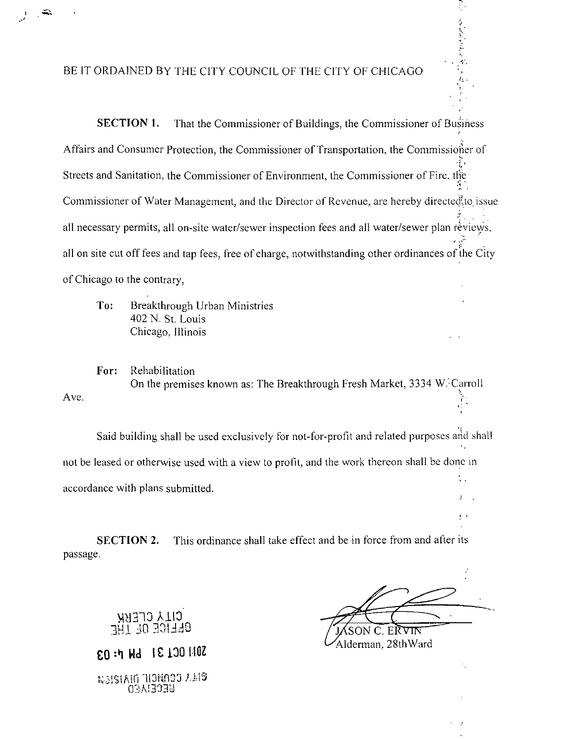BE IT ORDAINED BY THE CITY COUNCIL OF THE CITY OF CHICAGO

**SECTION 1.** That the Commissioner of Buildings, the Commissioner of Business Affairs and Consumer Protection, the Commissioner of Transportation, the Commissioner of Streets and Sanitation, the Commissioner of Environment, the Commissioner of Fire, the Commissioner of Water Management, and the Director of Revenue, are hereby directed to issue all necessary permits, all on-site water/sewer inspection fees and all water/sewer plan reviews, all on site cut off fees and tap fees, free of charge, notwithstanding other ordinances of the City of Chicago to the contrary,

**To:** Breakthrough Urban Ministries
402 N. St. Louis
Chicago, Illinois

**For:** Rehabilitation
On the premises known as: The Breakthrough Fresh Market, 3334 W. Carroll Ave.

Said building shall be used exclusively for not-for-profit and related purposes and shall not be leased or otherwise used with a view to profit, and the work thereon shall be done in accordance with plans submitted.

**SECTION 2.** This ordinance shall take effect and be in force from and after its passage.

OFFICE OF THE
CITY CLERK

2011 OCT 31 PM 4:03

CITY COUNCIL DIVISION
RECEIVED

JASON C. ERVIN
Alderman, 28th Ward